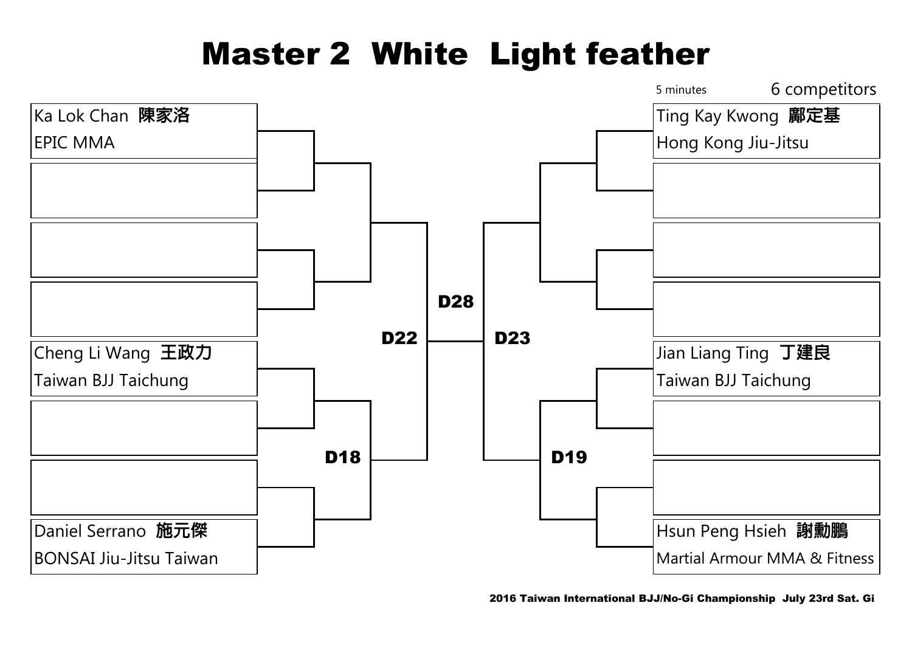# Master 2  White  Light feather

5 minutes

6 competitors

Ka Lok Chan **陳家洛**
EPIC MMA

Cheng Li Wang **王政力**
Taiwan BJJ Taichung

Daniel Serrano **施元傑**
BONSAI Jiu-Jitsu Taiwan

Ting Kay Kwong **鄺定基**
Hong Kong Jiu-Jitsu

Jian Liang Ting **丁建良**
Taiwan BJJ Taichung

Hsun Peng Hsieh **謝勳鵬**
Martial Armour MMA & Fitness

**D18**

**D19**

**D22**

**D23**

**D28**

2016 Taiwan International BJJ/No-Gi Championship  July 23rd Sat. Gi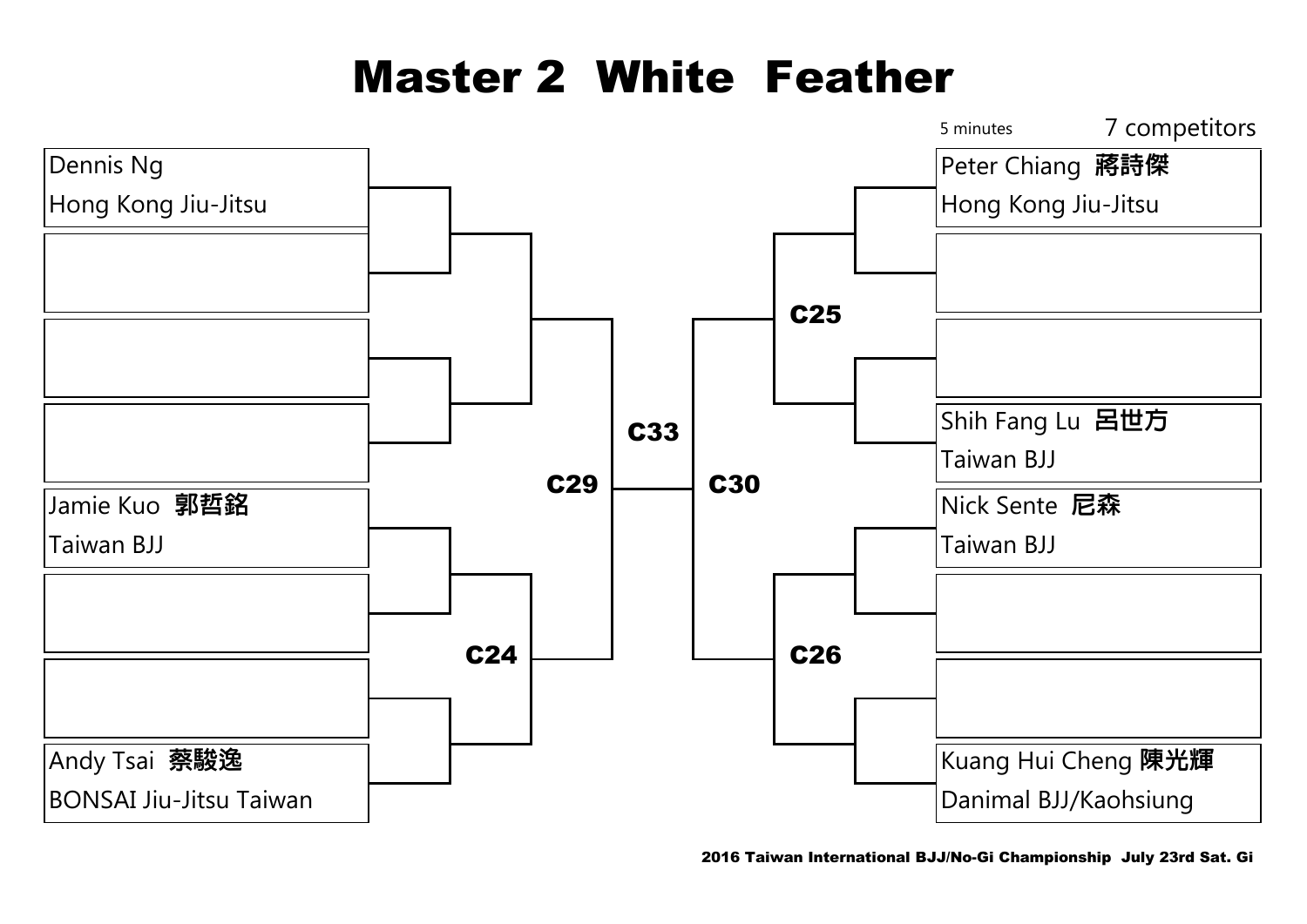# Master 2 White Feather

5 minutes — 7 competitors

**Left bracket**

- Dennis Ng — Hong Kong Jiu-Jitsu
- (empty)
- (empty)
- (empty)
- Jamie Kuo 郭哲銘 — Taiwan BJJ
- (empty)
- (empty)
- Andy Tsai 蔡駿逸 — BONSAI Jiu-Jitsu Taiwan

C24

C29

C33

C30

**Right bracket**

C25

- Peter Chiang 蔣詩傑 — Hong Kong Jiu-Jitsu
- (empty)
- (empty)
- Shih Fang Lu 呂世方 — Taiwan BJJ

C26

- Nick Sente 尼森 — Taiwan BJJ
- (empty)
- (empty)
- Kuang Hui Cheng 陳光輝 — Danimal BJJ/Kaohsiung

**2016 Taiwan International BJJ/No-Gi Championship July 23rd Sat. Gi**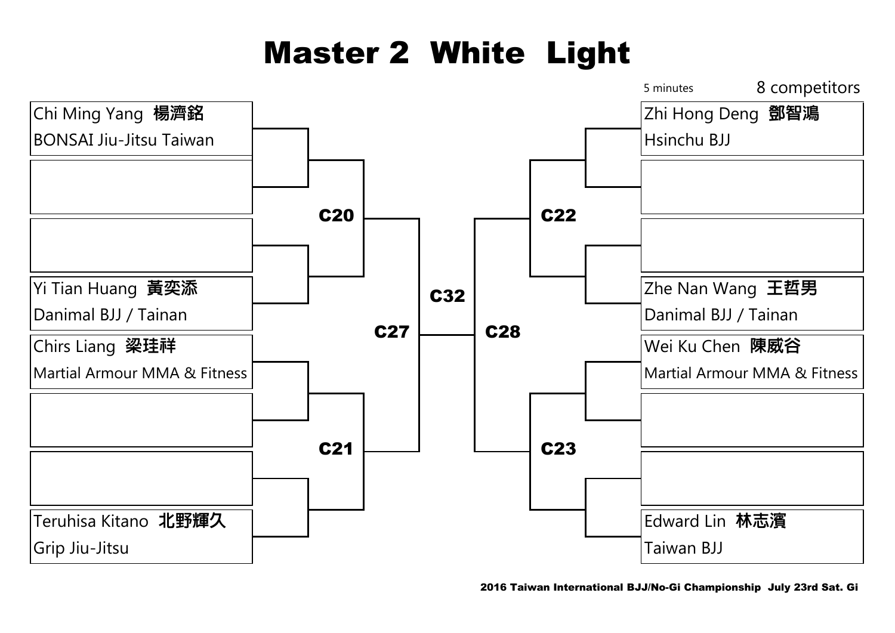# Master 2 White Light

5 minutes

8 competitors

| Slot | Competitor | Team |
|---|---|---|
| 1 | Chi Ming Yang 楊濟銘 | BONSAI Jiu-Jitsu Taiwan |
| 2 | | |
| 3 | | |
| 4 | Yi Tian Huang 黃奕添 | Danimal BJJ / Tainan |
| 5 | Chirs Liang 梁珪祥 | Martial Armour MMA & Fitness |
| 6 | | |
| 7 | | |
| 8 | Teruhisa Kitano 北野輝久 | Grip Jiu-Jitsu |
| 9 | Zhi Hong Deng 鄧智鴻 | Hsinchu BJJ |
| 10 | | |
| 11 | | |
| 12 | Zhe Nan Wang 王哲男 | Danimal BJJ / Tainan |
| 13 | Wei Ku Chen 陳威谷 | Martial Armour MMA & Fitness |
| 14 | | |
| 15 | | |
| 16 | Edward Lin 林志濱 | Taiwan BJJ |

C20

C21

C27

C32

C28

C22

C23

2016 Taiwan International BJJ/No-Gi Championship July 23rd Sat. Gi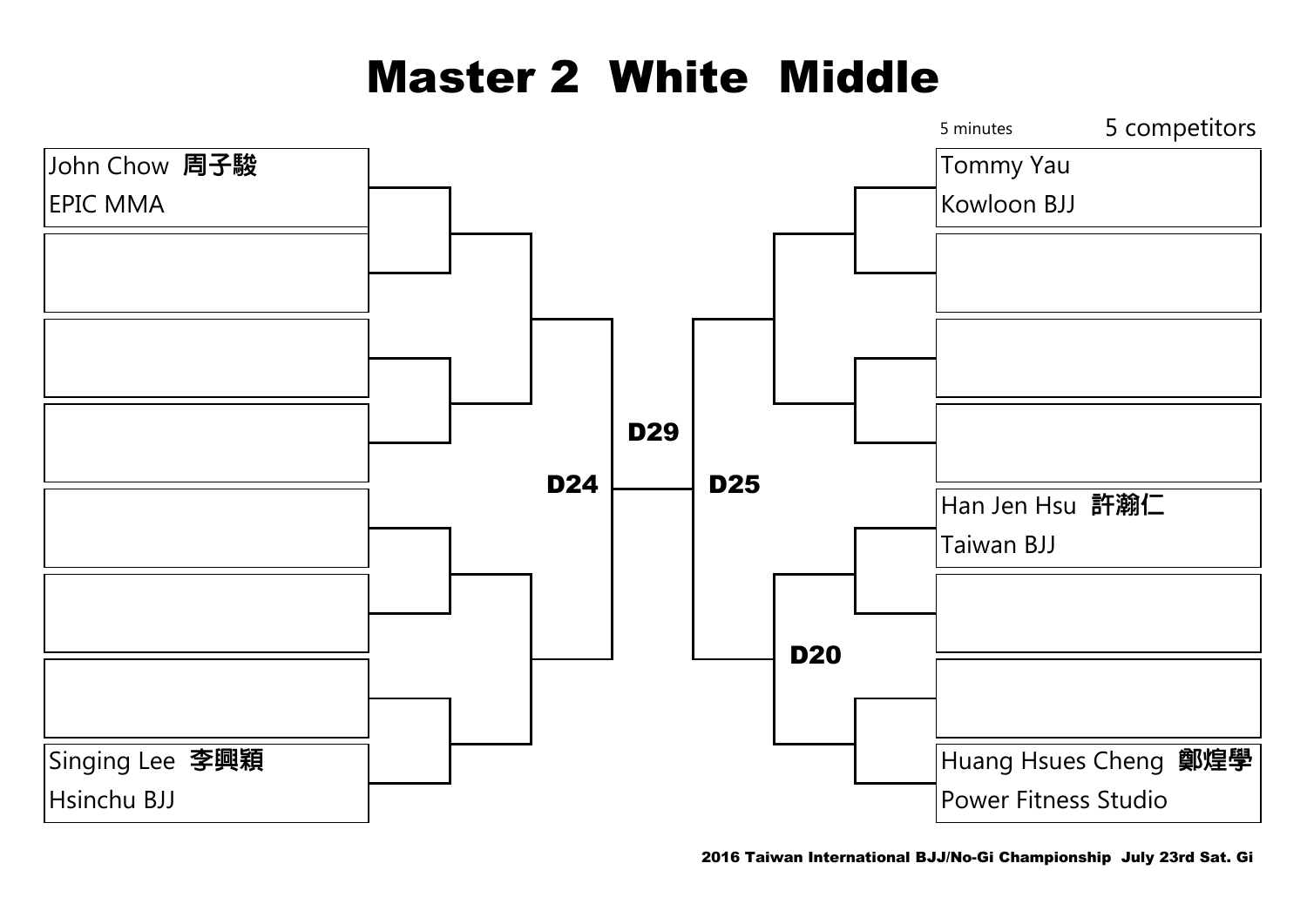# Master 2  White  Middle

5 minutes    5 competitors

| Left bracket | Right bracket |
| --- | --- |
| John Chow 周子駿<br>EPIC MMA | Tommy Yau<br>Kowloon BJJ |
| | |
| | |
| | |
| | Han Jen Hsu 許瀚仁<br>Taiwan BJJ |
| | |
| | |
| Singing Lee 李興穎<br>Hsinchu BJJ | Huang Hsues Cheng 鄭煌學<br>Power Fitness Studio |

D24  D29  D25

D20

2016 Taiwan International BJJ/No-Gi Championship  July 23rd Sat. Gi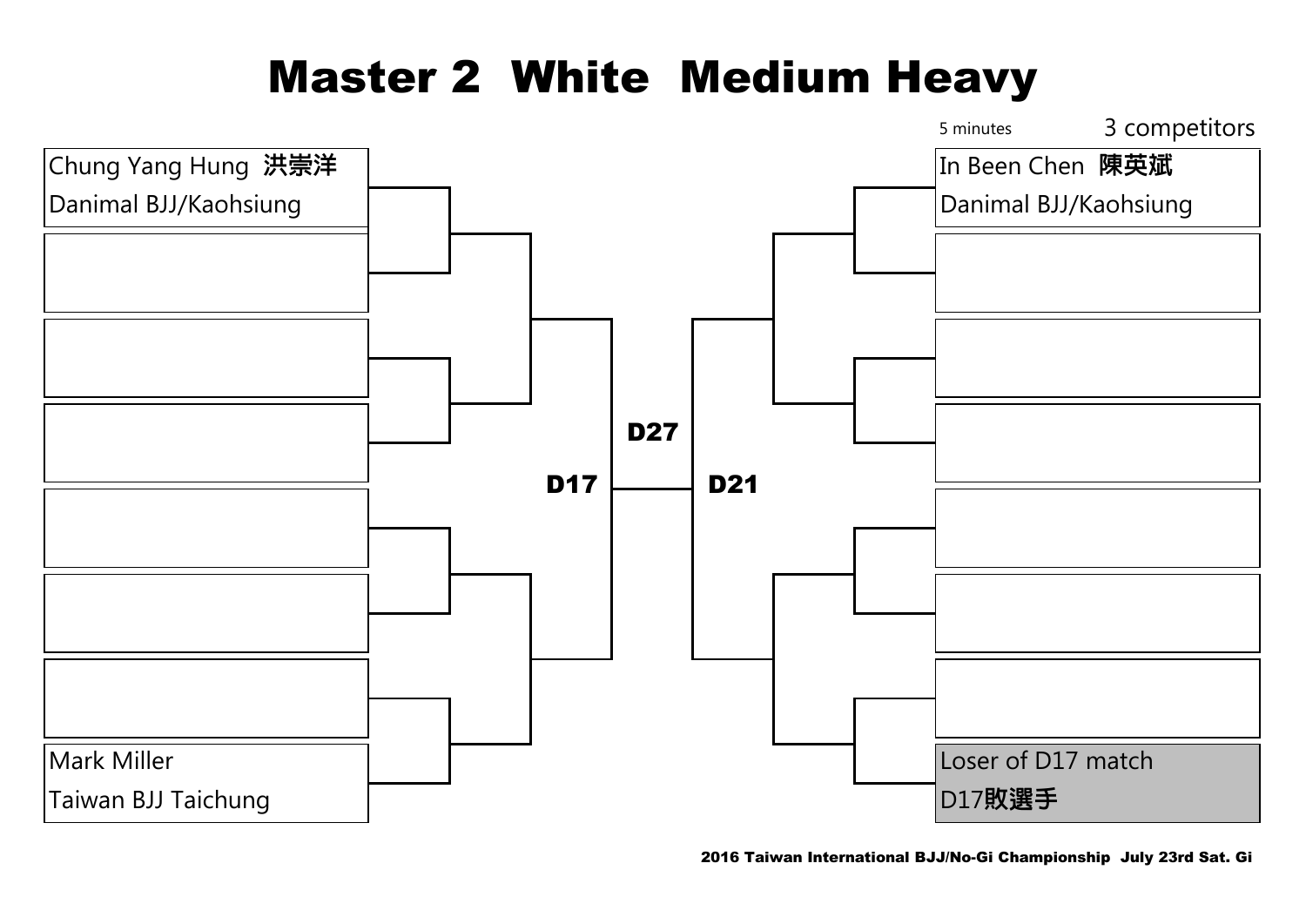# Master 2 White Medium Heavy

5 minutes

3 competitors

**Left bracket**

- Chung Yang Hung 洪崇洋 — Danimal BJJ/Kaohsiung
- Mark Miller — Taiwan BJJ Taichung

**D17**

**D27**

**D21**

**Right bracket**

- In Been Chen 陳英斌 — Danimal BJJ/Kaohsiung
- Loser of D17 match — D17敗選手

2016 Taiwan International BJJ/No-Gi Championship July 23rd Sat. Gi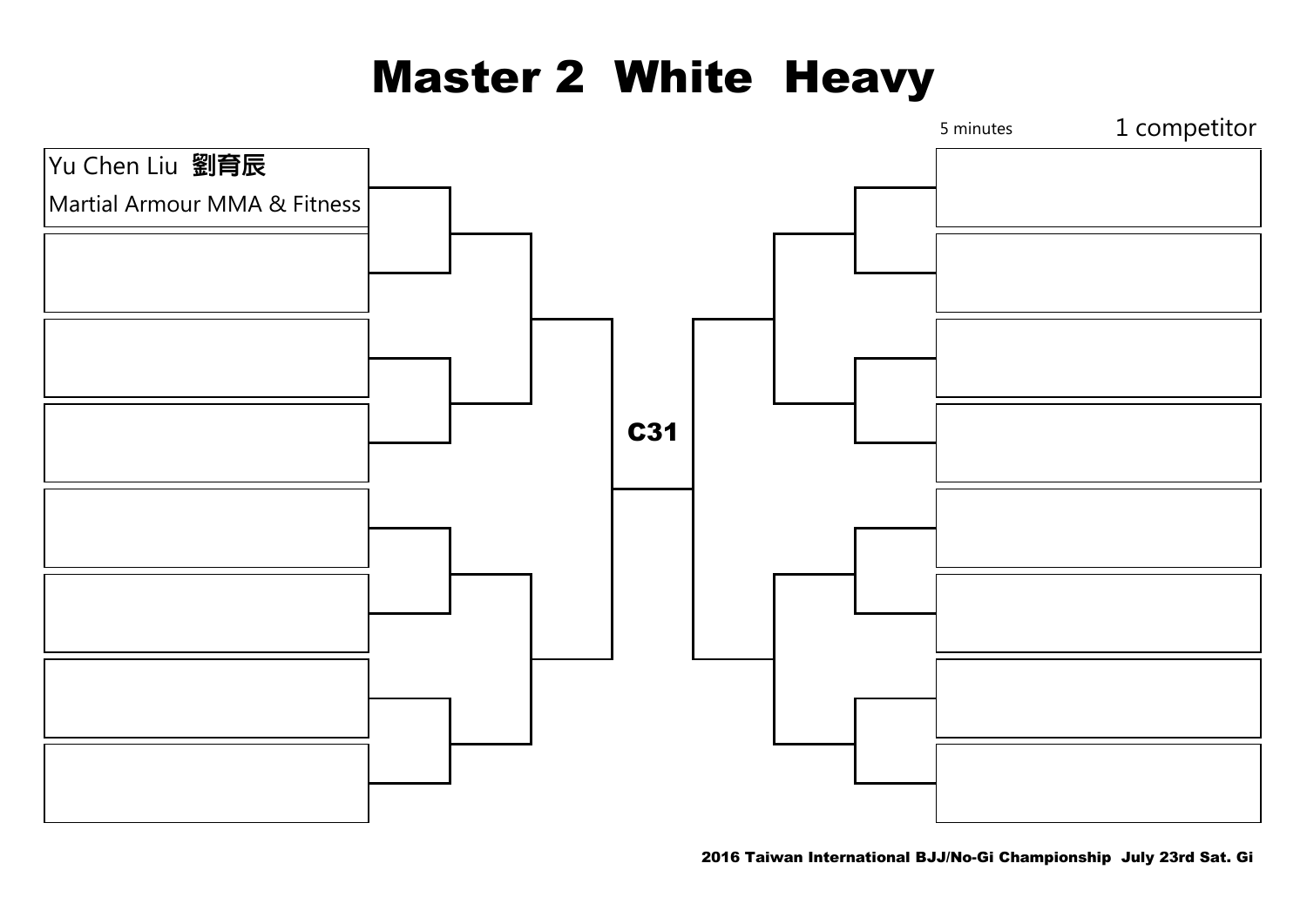# Master 2 White Heavy

5 minutes

1 competitor

Yu Chen Liu 劉育辰

Martial Armour MMA & Fitness

C31

2016 Taiwan International BJJ/No-Gi Championship July 23rd Sat. Gi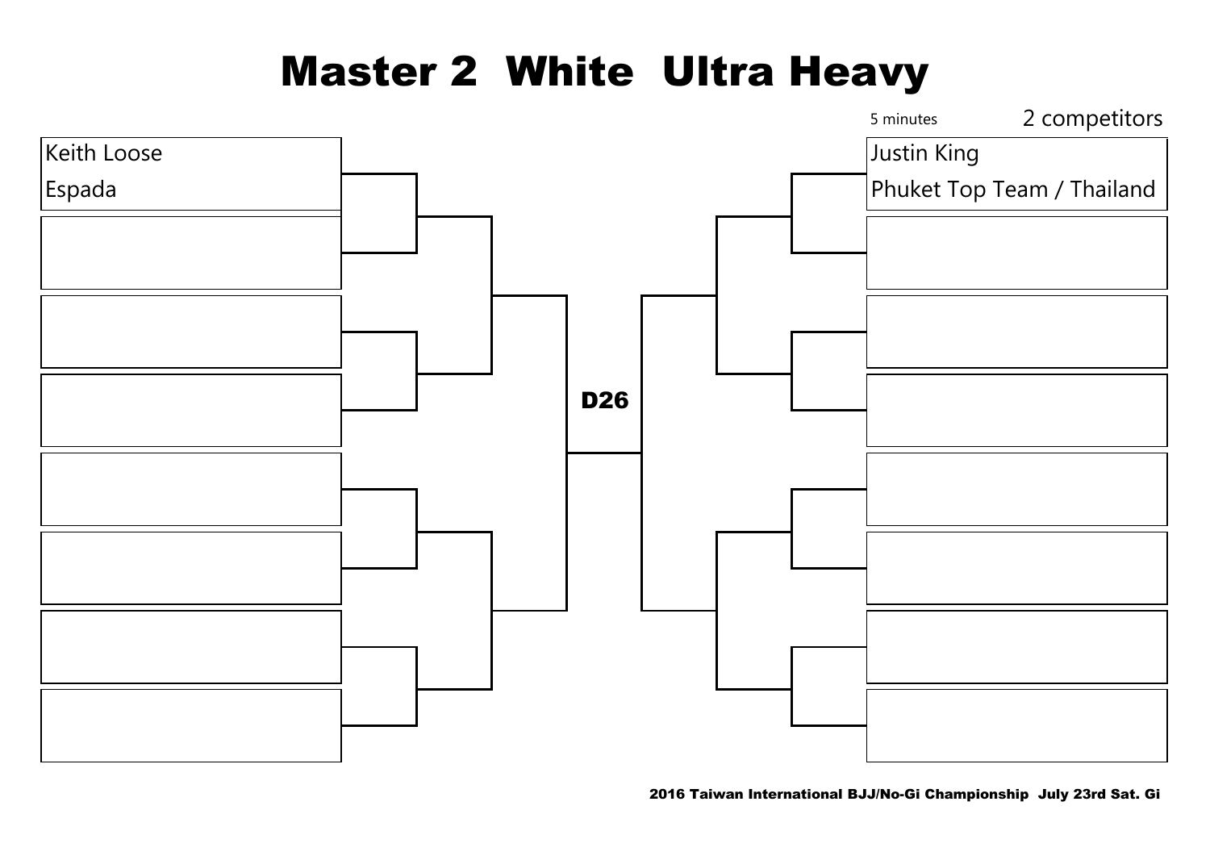# Master 2 White Ultra Heavy

5 minutes

2 competitors

Keith Loose
Espada

Justin King
Phuket Top Team / Thailand

D26

2016 Taiwan International BJJ/No-Gi Championship July 23rd Sat. Gi